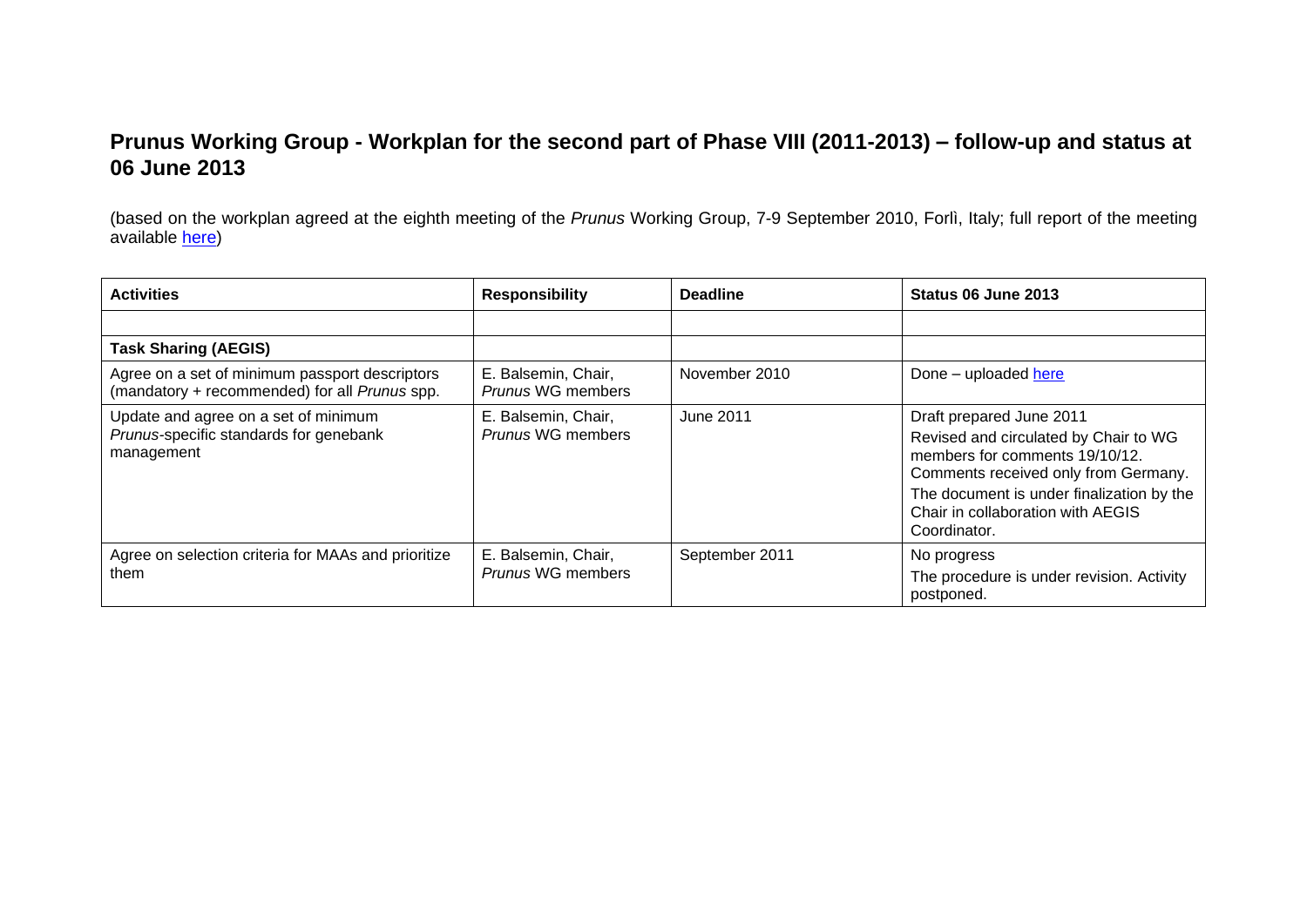# Prunus Working Group - Workplan for the second part of Phase VIII (2011-2013) – follow-up and status at 06 June 2013

(based on the workplan agreed at the eighth meeting of the *Prunus* Working Group, 7-9 September 2010, Forlì, Italy; full report of the meeting available here)

| Activities | Responsibility | Deadline | Status 06 June 2013 |
|---|---|---|---|
| | | | |
| **Task Sharing (AEGIS)** | | | |
| Agree on a set of minimum passport descriptors (mandatory + recommended) for all *Prunus* spp. | E. Balsemin, Chair, *Prunus* WG members | November 2010 | Done – uploaded here |
| Update and agree on a set of minimum *Prunus*-specific standards for genebank management | E. Balsemin, Chair, *Prunus* WG members | June 2011 | Draft prepared June 2011<br>Revised and circulated by Chair to WG members for comments 19/10/12. Comments received only from Germany.<br>The document is under finalization by the Chair in collaboration with AEGIS Coordinator. |
| Agree on selection criteria for MAAs and prioritize them | E. Balsemin, Chair, *Prunus* WG members | September 2011 | No progress<br>The procedure is under revision. Activity postponed. |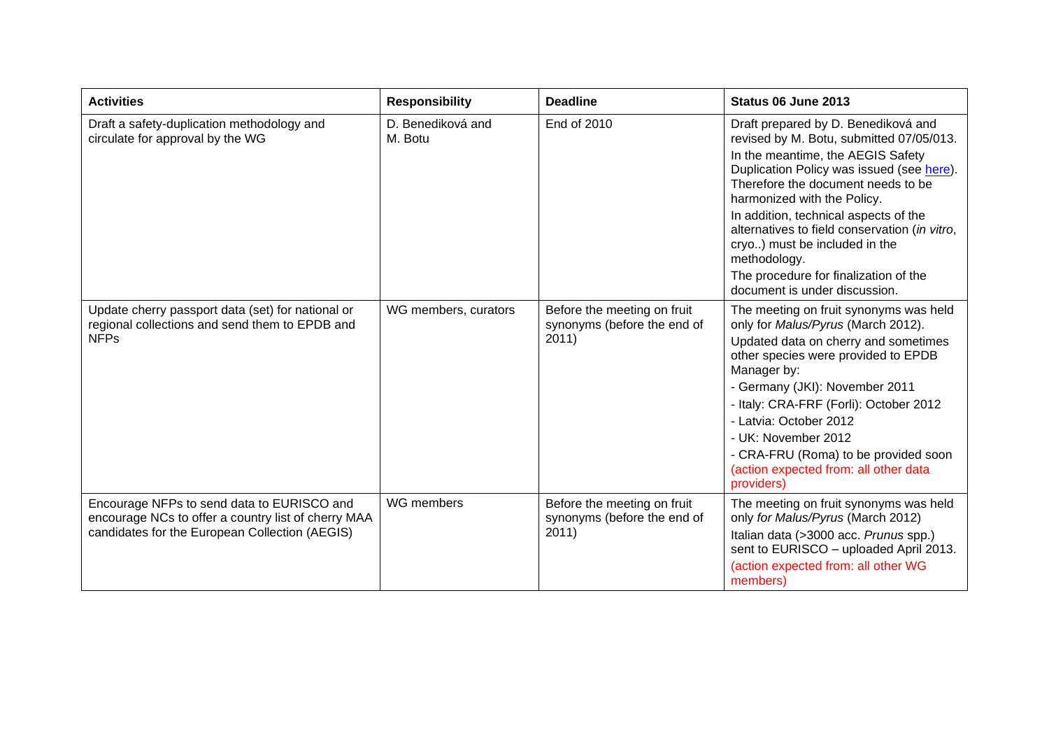| Activities | Responsibility | Deadline | Status 06 June 2013 |
| --- | --- | --- | --- |
| Draft a safety-duplication methodology and circulate for approval by the WG | D. Benediková and M. Botu | End of 2010 | Draft prepared by D. Benediková and revised by M. Botu, submitted 07/05/013.<br>In the meantime, the AEGIS Safety Duplication Policy was issued (see here). Therefore the document needs to be harmonized with the Policy.<br>In addition, technical aspects of the alternatives to field conservation (*in vitro*, cryo..) must be included in the methodology.<br>The procedure for finalization of the document is under discussion. |
| Update cherry passport data (set) for national or regional collections and send them to EPDB and NFPs | WG members, curators | Before the meeting on fruit synonyms (before the end of 2011) | The meeting on fruit synonyms was held only for *Malus/Pyrus* (March 2012).<br>Updated data on cherry and sometimes other species were provided to EPDB Manager by:<br>- Germany (JKI): November 2011<br>- Italy: CRA-FRF (Forlì): October 2012<br>- Latvia: October 2012<br>- UK: November 2012<br>- CRA-FRU (Roma) to be provided soon<br>(action expected from: all other data providers) |
| Encourage NFPs to send data to EURISCO and encourage NCs to offer a country list of cherry MAA candidates for the European Collection (AEGIS) | WG members | Before the meeting on fruit synonyms (before the end of 2011) | The meeting on fruit synonyms was held only *for Malus/Pyrus* (March 2012)<br>Italian data (>3000 acc. *Prunus* spp.) sent to EURISCO – uploaded April 2013.<br>(action expected from: all other WG members) |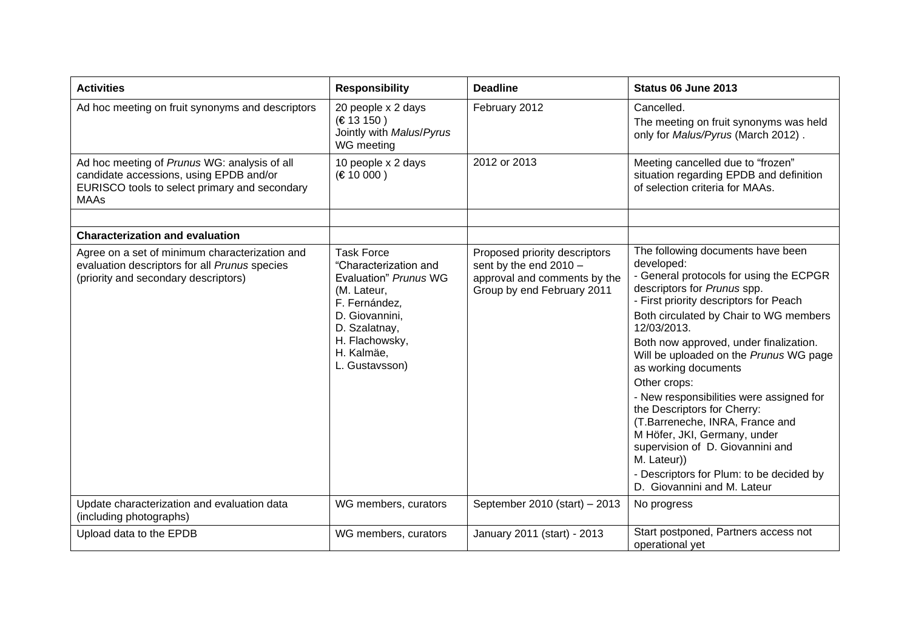| **Activities** | **Responsibility** | **Deadline** | **Status 06 June 2013** |
|---|---|---|---|
| Ad hoc meeting on fruit synonyms and descriptors | 20 people x 2 days (€ 13 150 ) Jointly with *Malus*/*Pyrus* WG meeting | February 2012 | Cancelled. The meeting on fruit synonyms was held only for *Malus/Pyrus* (March 2012) . |
| Ad hoc meeting of *Prunus* WG: analysis of all candidate accessions, using EPDB and/or EURISCO tools to select primary and secondary MAAs | 10 people x 2 days (€ 10 000 ) | 2012 or 2013 | Meeting cancelled due to "frozen" situation regarding EPDB and definition of selection criteria for MAAs. |
| | | | |
| **Characterization and evaluation** | | | |
| Agree on a set of minimum characterization and evaluation descriptors for all *Prunus* species (priority and secondary descriptors) | Task Force "Characterization and Evaluation" *Prunus* WG (M. Lateur, F. Fernández, D. Giovannini, D. Szalatnay, H. Flachowsky, H. Kalmäe, L. Gustavsson) | Proposed priority descriptors sent by the end 2010 – approval and comments by the Group by end February 2011 | The following documents have been developed:<br>- General protocols for using the ECPGR descriptors for *Prunus* spp.<br>- First priority descriptors for Peach<br>Both circulated by Chair to WG members 12/03/2013.<br>Both now approved, under finalization. Will be uploaded on the *Prunus* WG page as working documents<br>Other crops:<br>- New responsibilities were assigned for the Descriptors for Cherry: (T.Barreneche, INRA, France and M Höfer, JKI, Germany, under supervision of D. Giovannini and M. Lateur))<br>- Descriptors for Plum: to be decided by D. Giovannini and M. Lateur |
| Update characterization and evaluation data (including photographs) | WG members, curators | September 2010 (start) – 2013 | No progress |
| Upload data to the EPDB | WG members, curators | January 2011 (start) - 2013 | Start postponed, Partners access not operational yet |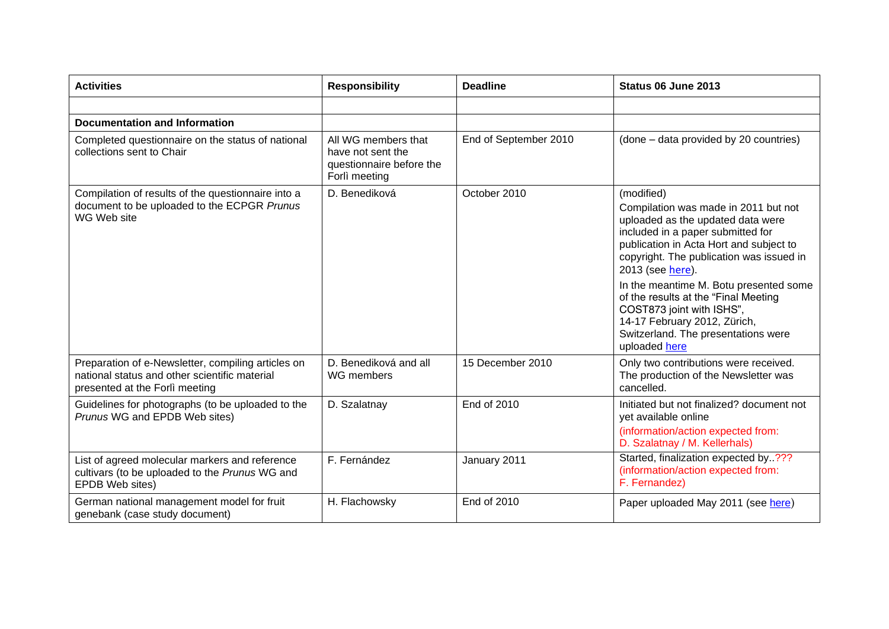| **Activities** | **Responsibility** | **Deadline** | **Status 06 June 2013** |
|---|---|---|---|
| | | | |
| **Documentation and Information** | | | |
| Completed questionnaire on the status of national collections sent to Chair | All WG members that have not sent the questionnaire before the Forlì meeting | End of September 2010 | (done – data provided by 20 countries) |
| Compilation of results of the questionnaire into a document to be uploaded to the ECPGR *Prunus* WG Web site | D. Benediková | October 2010 | (modified)<br>Compilation was made in 2011 but not uploaded as the updated data were included in a paper submitted for publication in Acta Hort and subject to copyright. The publication was issued in 2013 (see here).<br>In the meantime M. Botu presented some of the results at the "Final Meeting COST873 joint with ISHS", 14-17 February 2012, Zürich, Switzerland. The presentations were uploaded here |
| Preparation of e-Newsletter, compiling articles on national status and other scientific material presented at the Forlì meeting | D. Benediková and all WG members | 15 December 2010 | Only two contributions were received. The production of the Newsletter was cancelled. |
| Guidelines for photographs (to be uploaded to the *Prunus* WG and EPDB Web sites) | D. Szalatnay | End of 2010 | Initiated but not finalized? document not yet available online<br>(information/action expected from: D. Szalatnay / M. Kellerhals) |
| List of agreed molecular markers and reference cultivars (to be uploaded to the *Prunus* WG and EPDB Web sites) | F. Fernández | January 2011 | Started, finalization expected by..???<br>(information/action expected from: F. Fernandez) |
| German national management model for fruit genebank (case study document) | H. Flachowsky | End of 2010 | Paper uploaded May 2011 (see here) |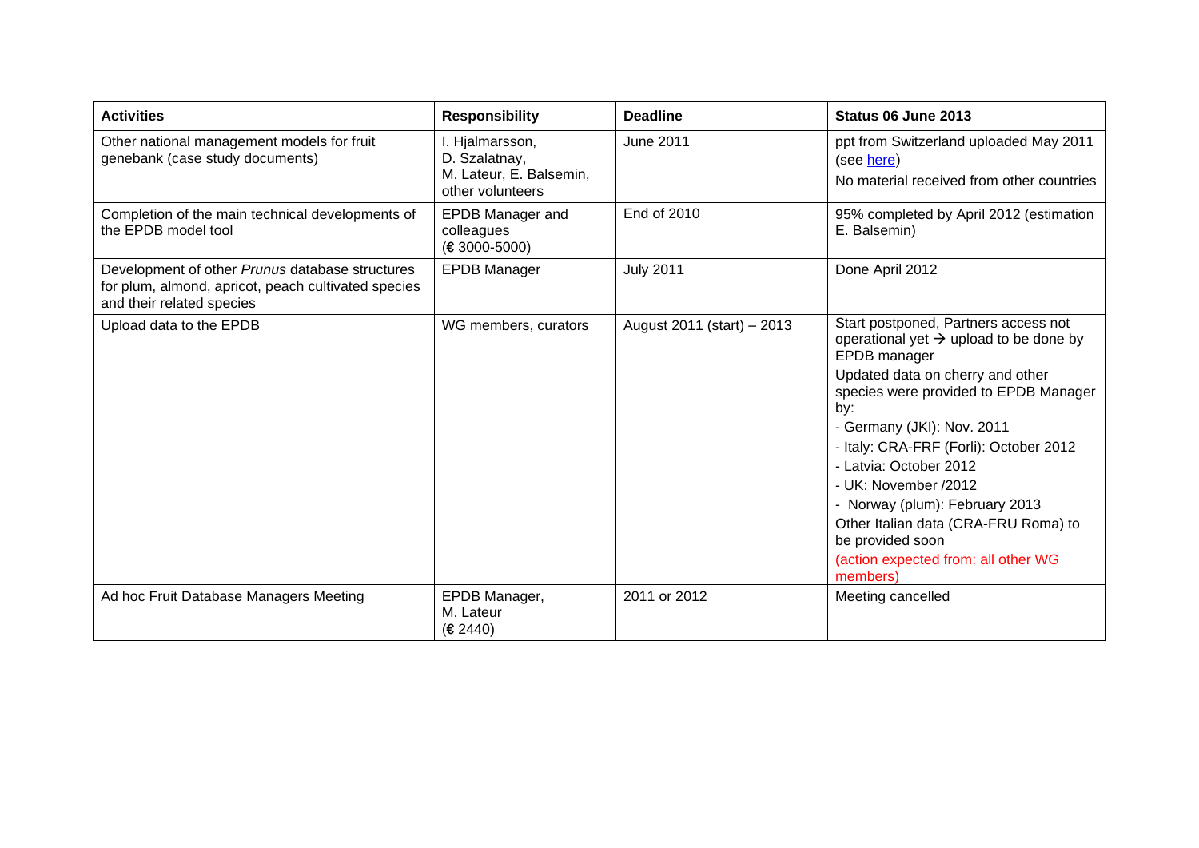| Activities | Responsibility | Deadline | Status 06 June 2013 |
|---|---|---|---|
| Other national management models for fruit genebank (case study documents) | I. Hjalmarsson, D. Szalatnay, M. Lateur, E. Balsemin, other volunteers | June 2011 | ppt from Switzerland uploaded May 2011 (see here)<br>No material received from other countries |
| Completion of the main technical developments of the EPDB model tool | EPDB Manager and colleagues (€ 3000-5000) | End of 2010 | 95% completed by April 2012 (estimation E. Balsemin) |
| Development of other *Prunus* database structures for plum, almond, apricot, peach cultivated species and their related species | EPDB Manager | July 2011 | Done April 2012 |
| Upload data to the EPDB | WG members, curators | August 2011 (start) – 2013 | Start postponed, Partners access not operational yet → upload to be done by EPDB manager<br>Updated data on cherry and other species were provided to EPDB Manager by:<br>- Germany (JKI): Nov. 2011<br>- Italy: CRA-FRF (Forli): October 2012<br>- Latvia: October 2012<br>- UK: November /2012<br>- Norway (plum): February 2013<br>Other Italian data (CRA-FRU Roma) to be provided soon<br>(action expected from: all other WG members) |
| Ad hoc Fruit Database Managers Meeting | EPDB Manager, M. Lateur (€ 2440) | 2011 or 2012 | Meeting cancelled |